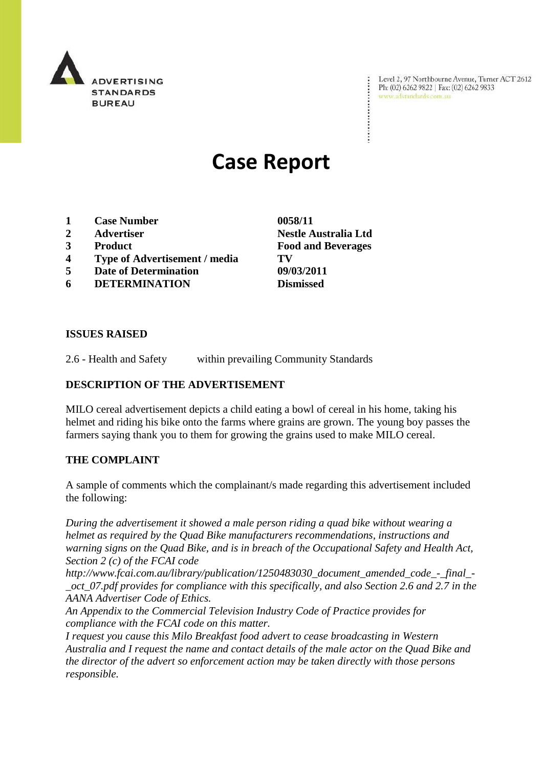ADVERTISING STANDARDS BUREAU

Level 2, 97 Northbourne Avenue, Turner ACT 2612
Ph: (02) 6262 9822 | Fax: (02) 6262 9833
www.adstandards.com.au

# Case Report

| | | |
|---|---|---|
| 1 | **Case Number** | **0058/11** |
| 2 | **Advertiser** | **Nestle Australia Ltd** |
| 3 | **Product** | **Food and Beverages** |
| 4 | **Type of Advertisement / media** | **TV** |
| 5 | **Date of Determination** | **09/03/2011** |
| 6 | **DETERMINATION** | **Dismissed** |

## ISSUES RAISED

2.6 - Health and Safety within prevailing Community Standards

## DESCRIPTION OF THE ADVERTISEMENT

MILO cereal advertisement depicts a child eating a bowl of cereal in his home, taking his helmet and riding his bike onto the farms where grains are grown. The young boy passes the farmers saying thank you to them for growing the grains used to make MILO cereal.

## THE COMPLAINT

A sample of comments which the complainant/s made regarding this advertisement included the following:

*During the advertisement it showed a male person riding a quad bike without wearing a helmet as required by the Quad Bike manufacturers recommendations, instructions and warning signs on the Quad Bike, and is in breach of the Occupational Safety and Health Act, Section 2 (c) of the FCAI code http://www.fcai.com.au/library/publication/1250483030_document_amended_code_-_final_-_oct_07.pdf provides for compliance with this specifically, and also Section 2.6 and 2.7 in the AANA Advertiser Code of Ethics.*

*An Appendix to the Commercial Television Industry Code of Practice provides for compliance with the FCAI code on this matter.*

*I request you cause this Milo Breakfast food advert to cease broadcasting in Western Australia and I request the name and contact details of the male actor on the Quad Bike and the director of the advert so enforcement action may be taken directly with those persons responsible.*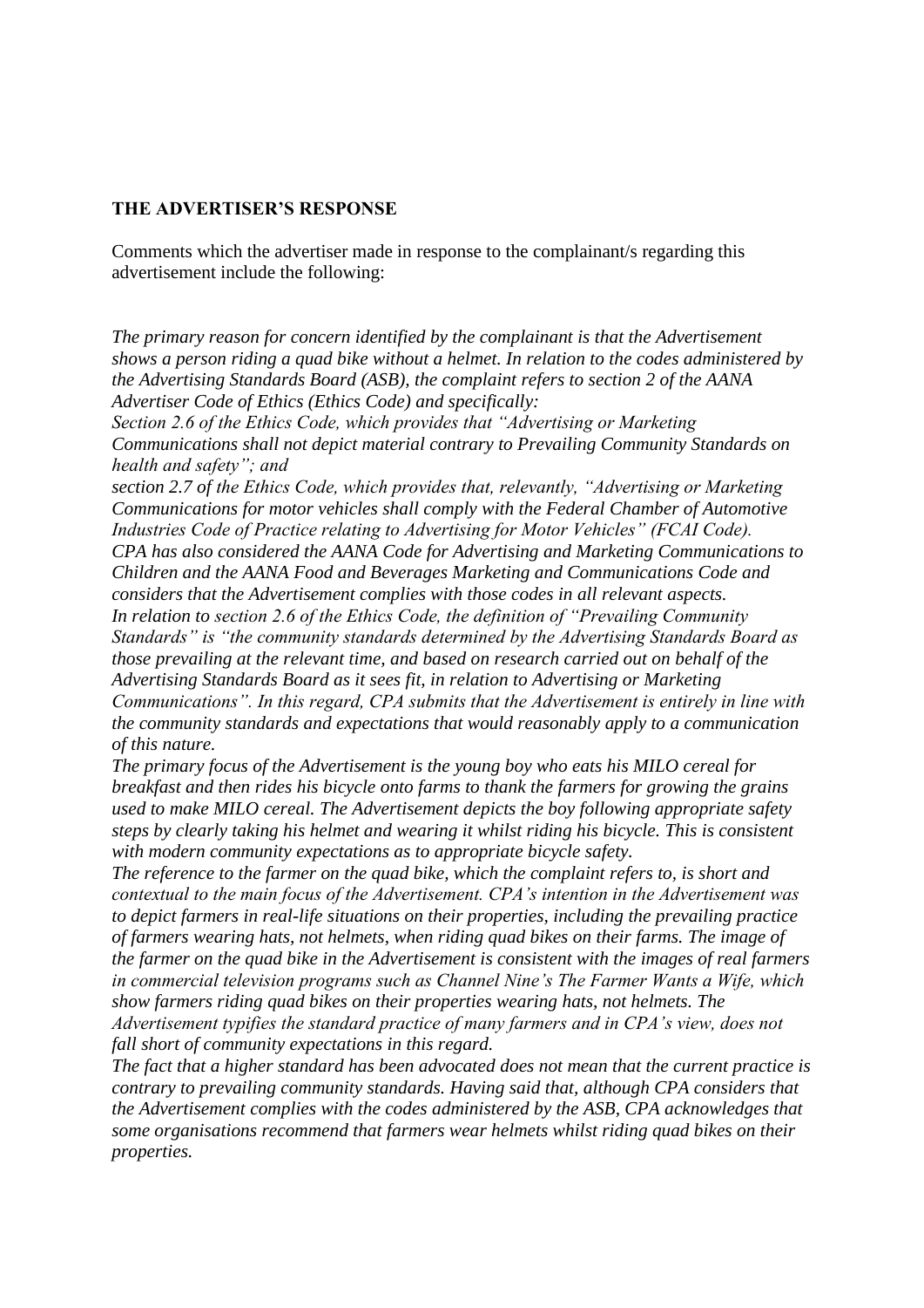**THE ADVERTISER'S RESPONSE**

Comments which the advertiser made in response to the complainant/s regarding this advertisement include the following:

*The primary reason for concern identified by the complainant is that the Advertisement shows a person riding a quad bike without a helmet. In relation to the codes administered by the Advertising Standards Board (ASB), the complaint refers to section 2 of the AANA Advertiser Code of Ethics (Ethics Code) and specifically:*

*Section 2.6 of the Ethics Code, which provides that "Advertising or Marketing Communications shall not depict material contrary to Prevailing Community Standards on health and safety"; and*

*section 2.7 of the Ethics Code, which provides that, relevantly, "Advertising or Marketing Communications for motor vehicles shall comply with the Federal Chamber of Automotive Industries Code of Practice relating to Advertising for Motor Vehicles" (FCAI Code).*

*CPA has also considered the AANA Code for Advertising and Marketing Communications to Children and the AANA Food and Beverages Marketing and Communications Code and considers that the Advertisement complies with those codes in all relevant aspects.*

*In relation to section 2.6 of the Ethics Code, the definition of "Prevailing Community Standards" is "the community standards determined by the Advertising Standards Board as those prevailing at the relevant time, and based on research carried out on behalf of the Advertising Standards Board as it sees fit, in relation to Advertising or Marketing Communications". In this regard, CPA submits that the Advertisement is entirely in line with the community standards and expectations that would reasonably apply to a communication of this nature.*

*The primary focus of the Advertisement is the young boy who eats his MILO cereal for breakfast and then rides his bicycle onto farms to thank the farmers for growing the grains used to make MILO cereal. The Advertisement depicts the boy following appropriate safety steps by clearly taking his helmet and wearing it whilst riding his bicycle. This is consistent with modern community expectations as to appropriate bicycle safety.*

*The reference to the farmer on the quad bike, which the complaint refers to, is short and contextual to the main focus of the Advertisement. CPA's intention in the Advertisement was to depict farmers in real-life situations on their properties, including the prevailing practice of farmers wearing hats, not helmets, when riding quad bikes on their farms. The image of the farmer on the quad bike in the Advertisement is consistent with the images of real farmers in commercial television programs such as Channel Nine's The Farmer Wants a Wife, which show farmers riding quad bikes on their properties wearing hats, not helmets. The Advertisement typifies the standard practice of many farmers and in CPA's view, does not fall short of community expectations in this regard.*

*The fact that a higher standard has been advocated does not mean that the current practice is contrary to prevailing community standards. Having said that, although CPA considers that the Advertisement complies with the codes administered by the ASB, CPA acknowledges that some organisations recommend that farmers wear helmets whilst riding quad bikes on their properties.*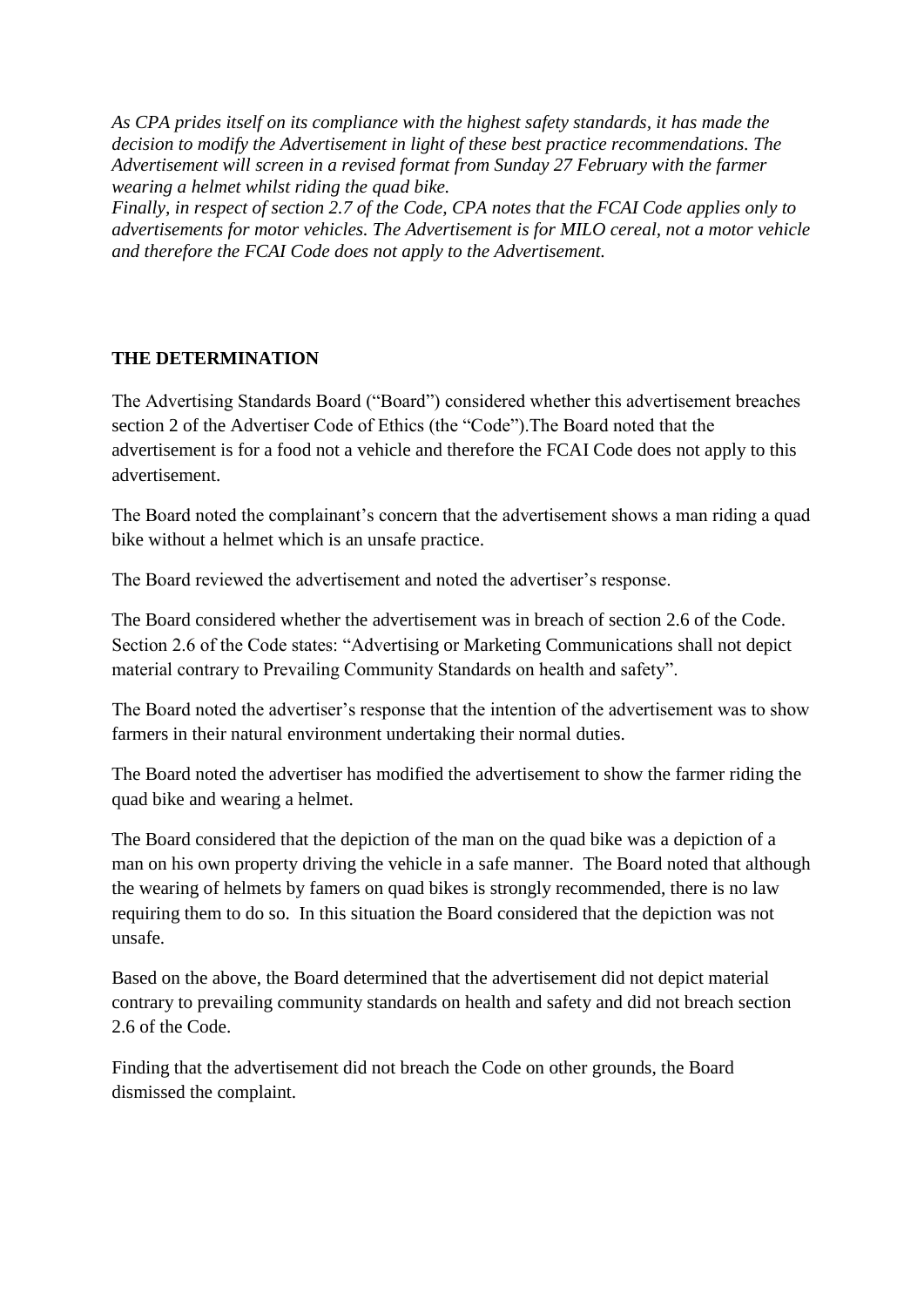*As CPA prides itself on its compliance with the highest safety standards, it has made the decision to modify the Advertisement in light of these best practice recommendations. The Advertisement will screen in a revised format from Sunday 27 February with the farmer wearing a helmet whilst riding the quad bike.*

*Finally, in respect of section 2.7 of the Code, CPA notes that the FCAI Code applies only to advertisements for motor vehicles. The Advertisement is for MILO cereal, not a motor vehicle and therefore the FCAI Code does not apply to the Advertisement.*

## THE DETERMINATION

The Advertising Standards Board ("Board") considered whether this advertisement breaches section 2 of the Advertiser Code of Ethics (the "Code").The Board noted that the advertisement is for a food not a vehicle and therefore the FCAI Code does not apply to this advertisement.

The Board noted the complainant's concern that the advertisement shows a man riding a quad bike without a helmet which is an unsafe practice.

The Board reviewed the advertisement and noted the advertiser's response.

The Board considered whether the advertisement was in breach of section 2.6 of the Code. Section 2.6 of the Code states: "Advertising or Marketing Communications shall not depict material contrary to Prevailing Community Standards on health and safety".

The Board noted the advertiser's response that the intention of the advertisement was to show farmers in their natural environment undertaking their normal duties.

The Board noted the advertiser has modified the advertisement to show the farmer riding the quad bike and wearing a helmet.

The Board considered that the depiction of the man on the quad bike was a depiction of a man on his own property driving the vehicle in a safe manner. The Board noted that although the wearing of helmets by famers on quad bikes is strongly recommended, there is no law requiring them to do so. In this situation the Board considered that the depiction was not unsafe.

Based on the above, the Board determined that the advertisement did not depict material contrary to prevailing community standards on health and safety and did not breach section 2.6 of the Code.

Finding that the advertisement did not breach the Code on other grounds, the Board dismissed the complaint.